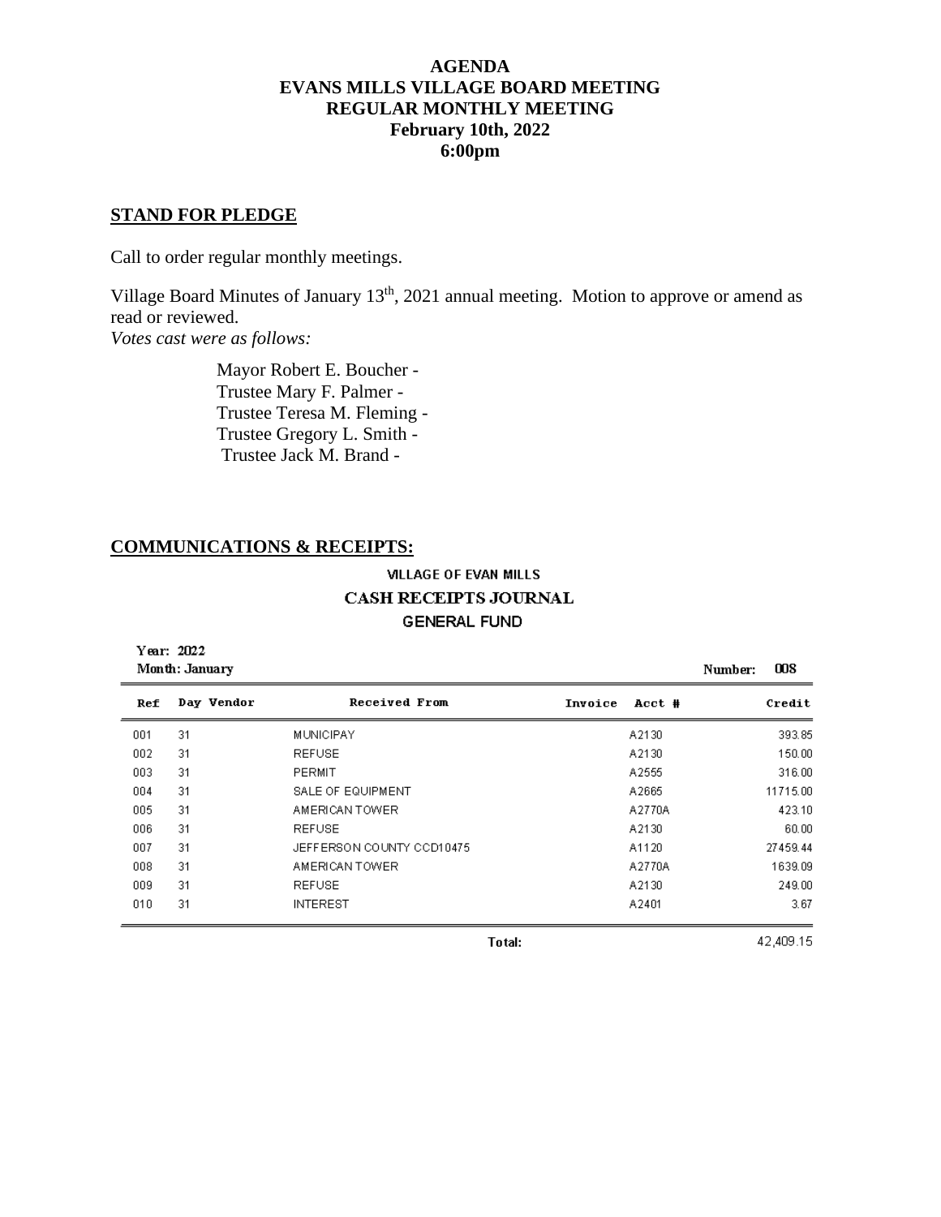**AGENDA**
**EVANS MILLS VILLAGE BOARD MEETING**
**REGULAR MONTHLY MEETING**
**February 10th, 2022**
**6:00pm**

## STAND FOR PLEDGE

Call to order regular monthly meetings.

Village Board Minutes of January 13th, 2021 annual meeting. Motion to approve or amend as read or reviewed.
*Votes cast were as follows:*

Mayor Robert E. Boucher -
Trustee Mary F. Palmer -
Trustee Teresa M. Fleming -
Trustee Gregory L. Smith -
Trustee Jack M. Brand -

## COMMUNICATIONS & RECEIPTS:

VILLAGE OF EVAN MILLS
**CASH RECEIPTS JOURNAL**
GENERAL FUND

Year: 2022
Month: January
Number: 008

| Ref | Day | Vendor | Received From | Invoice | Acct # | Credit |
|---|---|---|---|---|---|---|
| 001 | 31 | | MUNICIPAY | | A2130 | 393.85 |
| 002 | 31 | | REFUSE | | A2130 | 150.00 |
| 003 | 31 | | PERMIT | | A2555 | 316.00 |
| 004 | 31 | | SALE OF EQUIPMENT | | A2665 | 11715.00 |
| 005 | 31 | | AMERICAN TOWER | | A2770A | 423.10 |
| 006 | 31 | | REFUSE | | A2130 | 60.00 |
| 007 | 31 | | JEFFERSON COUNTY CCD10475 | | A1120 | 27459.44 |
| 008 | 31 | | AMERICAN TOWER | | A2770A | 1639.09 |
| 009 | 31 | | REFUSE | | A2130 | 249.00 |
| 010 | 31 | | INTEREST | | A2401 | 3.67 |
| | | | | Total: | | 42,409.15 |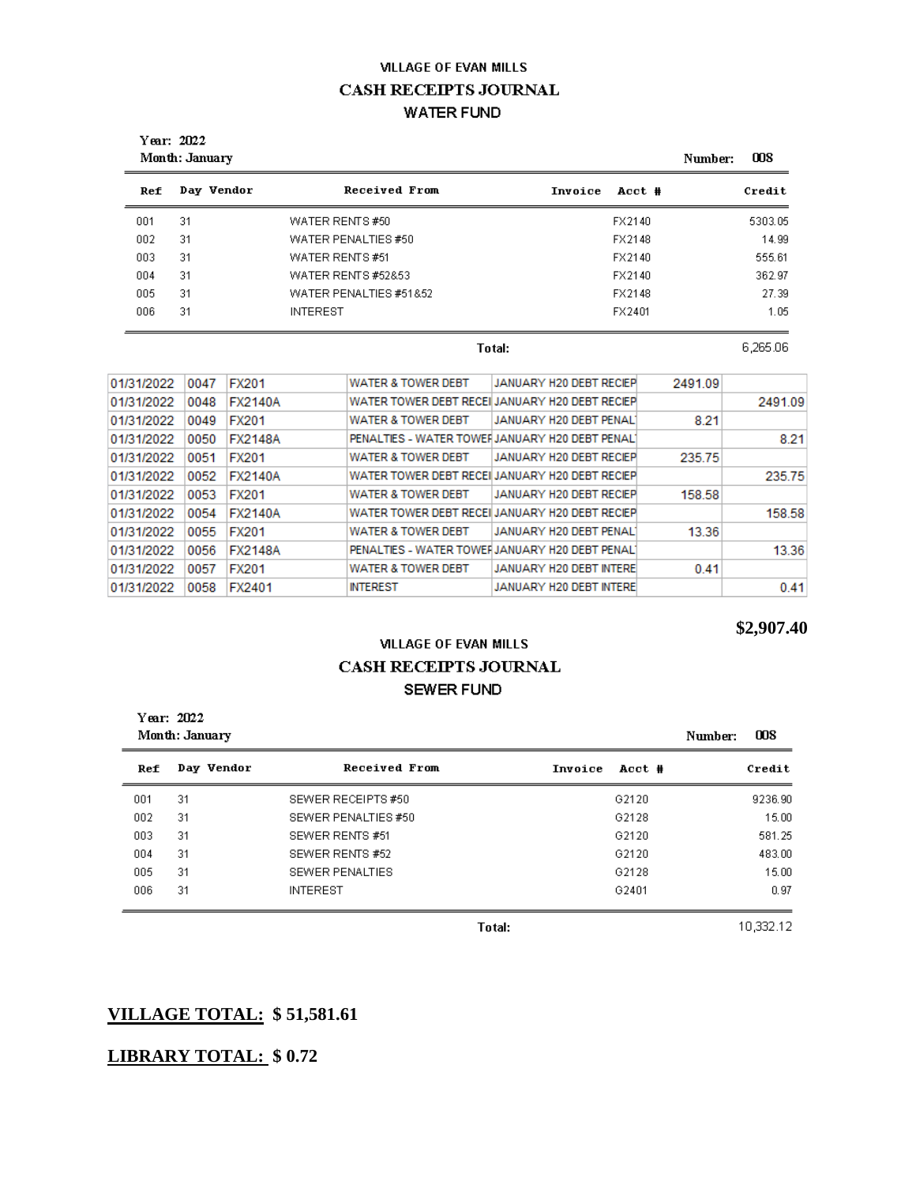VILLAGE OF EVAN MILLS

**CASH RECEIPTS JOURNAL**

WATER FUND

**Year: 2022**
**Month: January**

**Number: 008**

| Ref | Day | Vendor | Received From | Invoice | Acct # | Credit |
|---|---|---|---|---|---|---|
| 001 | 31 | | WATER RENTS #50 | | FX2140 | 5303.05 |
| 002 | 31 | | WATER PENALTIES #50 | | FX2148 | 14.99 |
| 003 | 31 | | WATER RENTS #51 | | FX2140 | 555.61 |
| 004 | 31 | | WATER RENTS #52&53 | | FX2140 | 362.97 |
| 005 | 31 | | WATER PENALTIES #51&52 | | FX2148 | 27.39 |
| 006 | 31 | | INTEREST | | FX2401 | 1.05 |
| | | | **Total:** | | | 6,265.06 |

| | | | | | | |
|---|---|---|---|---|---|---|
| 01/31/2022 | 0047 | FX201 | WATER & TOWER DEBT | JANUARY H20 DEBT RECIEP | 2491.09 | |
| 01/31/2022 | 0048 | FX2140A | WATER TOWER DEBT RECEI | JANUARY H20 DEBT RECIEP | | 2491.09 |
| 01/31/2022 | 0049 | FX201 | WATER & TOWER DEBT | JANUARY H20 DEBT PENAL | 8.21 | |
| 01/31/2022 | 0050 | FX2148A | PENALTIES - WATER TOWEF | JANUARY H20 DEBT PENAL | | 8.21 |
| 01/31/2022 | 0051 | FX201 | WATER & TOWER DEBT | JANUARY H20 DEBT RECIEP | 235.75 | |
| 01/31/2022 | 0052 | FX2140A | WATER TOWER DEBT RECEI | JANUARY H20 DEBT RECIEP | | 235.75 |
| 01/31/2022 | 0053 | FX201 | WATER & TOWER DEBT | JANUARY H20 DEBT RECIEP | 158.58 | |
| 01/31/2022 | 0054 | FX2140A | WATER TOWER DEBT RECEI | JANUARY H20 DEBT RECIEP | | 158.58 |
| 01/31/2022 | 0055 | FX201 | WATER & TOWER DEBT | JANUARY H20 DEBT PENAL | 13.36 | |
| 01/31/2022 | 0056 | FX2148A | PENALTIES - WATER TOWEF | JANUARY H20 DEBT PENAL | | 13.36 |
| 01/31/2022 | 0057 | FX201 | WATER & TOWER DEBT | JANUARY H20 DEBT INTERE | 0.41 | |
| 01/31/2022 | 0058 | FX2401 | INTEREST | JANUARY H20 DEBT INTERE | | 0.41 |

**$2,907.40**

VILLAGE OF EVAN MILLS

**CASH RECEIPTS JOURNAL**

SEWER FUND

**Year: 2022**
**Month: January**

**Number: 008**

| Ref | Day | Vendor | Received From | Invoice | Acct # | Credit |
|---|---|---|---|---|---|---|
| 001 | 31 | | SEWER RECEIPTS #50 | | G2120 | 9236.90 |
| 002 | 31 | | SEWER PENALTIES #50 | | G2128 | 15.00 |
| 003 | 31 | | SEWER RENTS #51 | | G2120 | 581.25 |
| 004 | 31 | | SEWER RENTS #52 | | G2120 | 483.00 |
| 005 | 31 | | SEWER PENALTIES | | G2128 | 15.00 |
| 006 | 31 | | INTEREST | | G2401 | 0.97 |
| | | | **Total:** | | | 10,332.12 |

**VILLAGE TOTAL: $ 51,581.61**

**LIBRARY TOTAL: $ 0.72**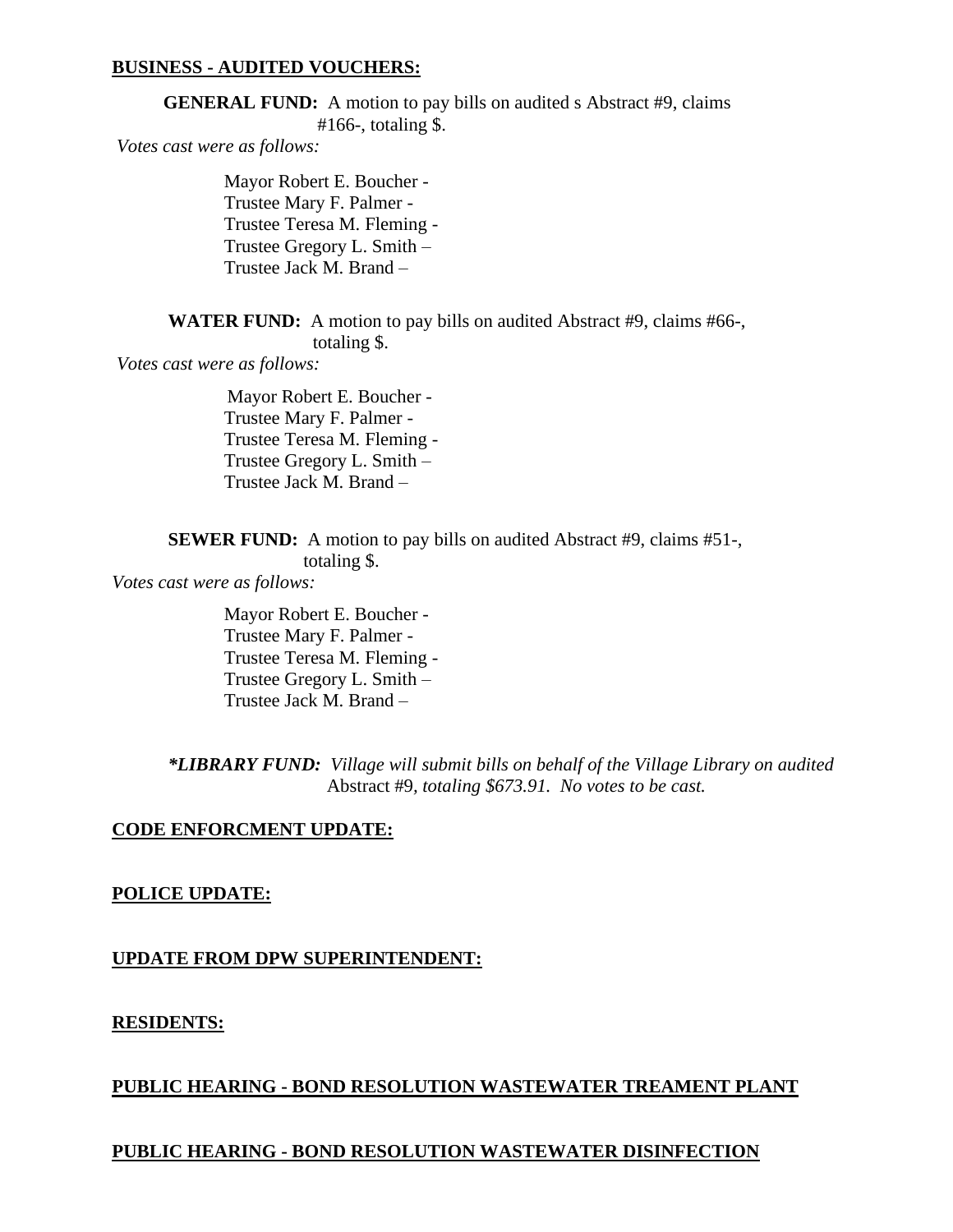**BUSINESS - AUDITED VOUCHERS:**

**GENERAL FUND:** A motion to pay bills on audited s Abstract #9, claims #166-, totaling $.

*Votes cast were as follows:*

Mayor Robert E. Boucher -
Trustee Mary F. Palmer -
Trustee Teresa M. Fleming -
Trustee Gregory L. Smith –
Trustee Jack M. Brand –

**WATER FUND:** A motion to pay bills on audited Abstract #9, claims #66-, totaling $.

*Votes cast were as follows:*

Mayor Robert E. Boucher -
Trustee Mary F. Palmer -
Trustee Teresa M. Fleming -
Trustee Gregory L. Smith –
Trustee Jack M. Brand –

**SEWER FUND:** A motion to pay bills on audited Abstract #9, claims #51-, totaling $.

*Votes cast were as follows:*

Mayor Robert E. Boucher -
Trustee Mary F. Palmer -
Trustee Teresa M. Fleming -
Trustee Gregory L. Smith –
Trustee Jack M. Brand –

***LIBRARY FUND:*** *Village will submit bills on behalf of the Village Library on audited* Abstract #9, *totaling $673.91. No votes to be cast.*

**CODE ENFORCMENT UPDATE:**

**POLICE UPDATE:**

**UPDATE FROM DPW SUPERINTENDENT:**

**RESIDENTS:**

**PUBLIC HEARING - BOND RESOLUTION WASTEWATER TREAMENT PLANT**

**PUBLIC HEARING - BOND RESOLUTION WASTEWATER DISINFECTION**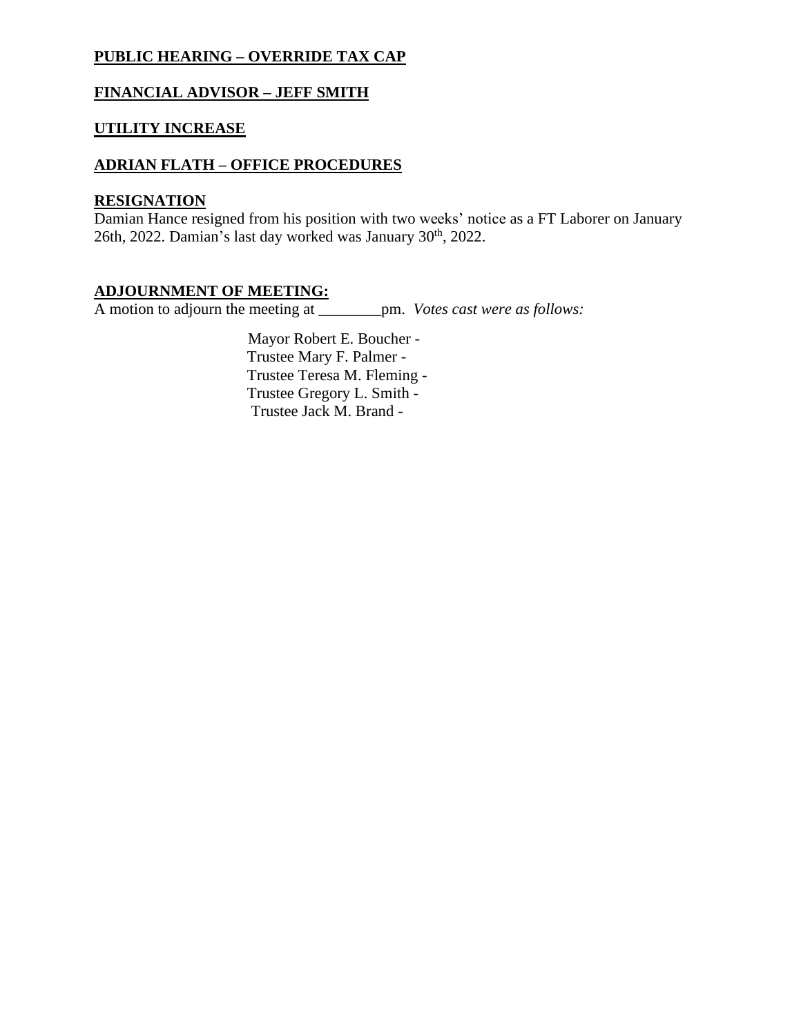**PUBLIC HEARING – OVERRIDE TAX CAP**

**FINANCIAL ADVISOR – JEFF SMITH**

**UTILITY INCREASE**

**ADRIAN FLATH – OFFICE PROCEDURES**

**RESIGNATION**

Damian Hance resigned from his position with two weeks' notice as a FT Laborer on January 26th, 2022. Damian's last day worked was January 30th, 2022.

**ADJOURNMENT OF MEETING:**

A motion to adjourn the meeting at ________pm. *Votes cast were as follows:*

Mayor Robert E. Boucher -
Trustee Mary F. Palmer -
Trustee Teresa M. Fleming -
Trustee Gregory L. Smith -
Trustee Jack M. Brand -